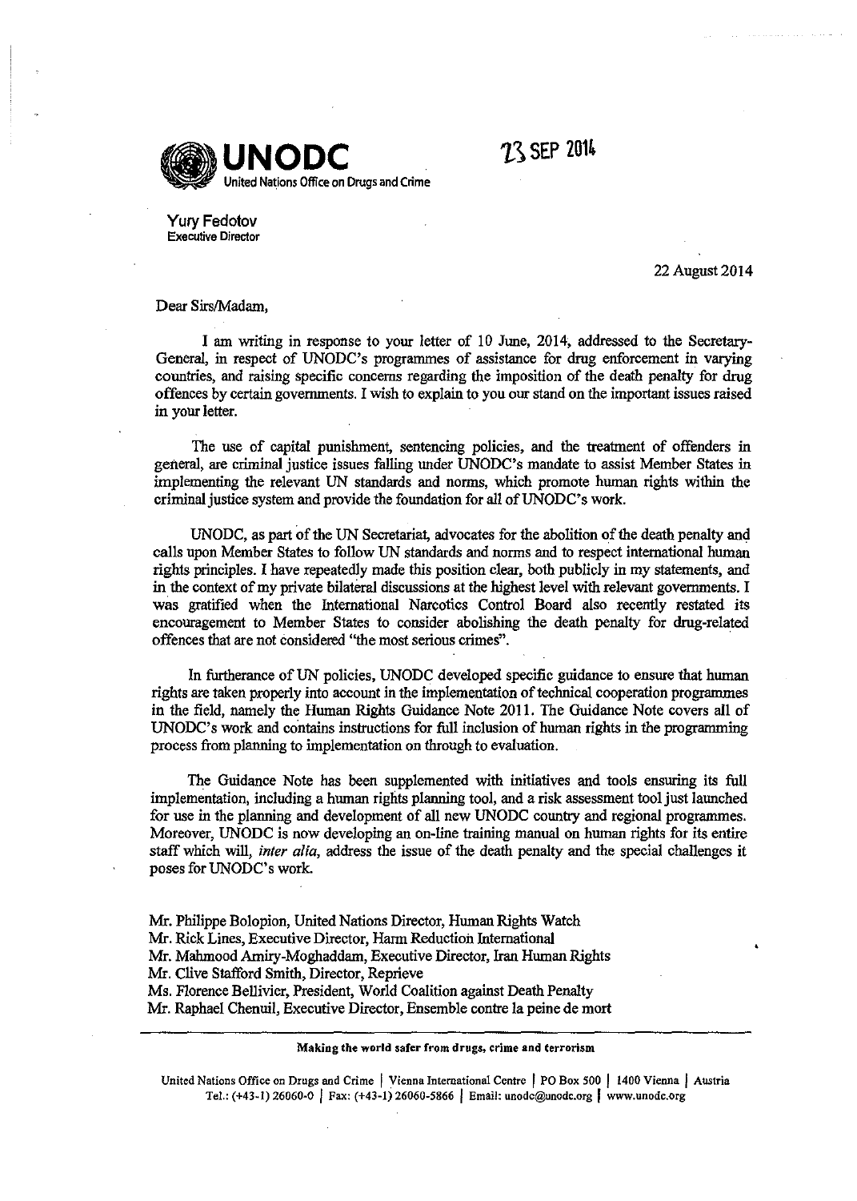**UNODC**
United Nations Office on Drugs and Crime

23 SEP 2014

Yury Fedotov
Executive Director

22 August 2014

Dear Sirs/Madam,

I am writing in response to your letter of 10 June, 2014, addressed to the Secretary-General, in respect of UNODC's programmes of assistance for drug enforcement in varying countries, and raising specific concerns regarding the imposition of the death penalty for drug offences by certain governments. I wish to explain to you our stand on the important issues raised in your letter.

The use of capital punishment, sentencing policies, and the treatment of offenders in general, are criminal justice issues falling under UNODC's mandate to assist Member States in implementing the relevant UN standards and norms, which promote human rights within the criminal justice system and provide the foundation for all of UNODC's work.

UNODC, as part of the UN Secretariat, advocates for the abolition of the death penalty and calls upon Member States to follow UN standards and norms and to respect international human rights principles. I have repeatedly made this position clear, both publicly in my statements, and in the context of my private bilateral discussions at the highest level with relevant governments. I was gratified when the International Narcotics Control Board also recently restated its encouragement to Member States to consider abolishing the death penalty for drug-related offences that are not considered "the most serious crimes".

In furtherance of UN policies, UNODC developed specific guidance to ensure that human rights are taken properly into account in the implementation of technical cooperation programmes in the field, namely the Human Rights Guidance Note 2011. The Guidance Note covers all of UNODC's work and contains instructions for full inclusion of human rights in the programming process from planning to implementation on through to evaluation.

The Guidance Note has been supplemented with initiatives and tools ensuring its full implementation, including a human rights planning tool, and a risk assessment tool just launched for use in the planning and development of all new UNODC country and regional programmes. Moreover, UNODC is now developing an on-line training manual on human rights for its entire staff which will, *inter alia*, address the issue of the death penalty and the special challenges it poses for UNODC's work.

Mr. Philippe Bolopion, United Nations Director, Human Rights Watch
Mr. Rick Lines, Executive Director, Harm Reduction International
Mr. Mahmood Amiry-Moghaddam, Executive Director, Iran Human Rights
Mr. Clive Stafford Smith, Director, Reprieve
Ms. Florence Bellivier, President, World Coalition against Death Penalty
Mr. Raphael Chenuil, Executive Director, Ensemble contre la peine de mort

**Making the world safer from drugs, crime and terrorism**

United Nations Office on Drugs and Crime | Vienna International Centre | PO Box 500 | 1400 Vienna | Austria
Tel.: (+43-1) 26060-0 | Fax: (+43-1) 26060-5866 | Email: unodc@unodc.org | www.unodc.org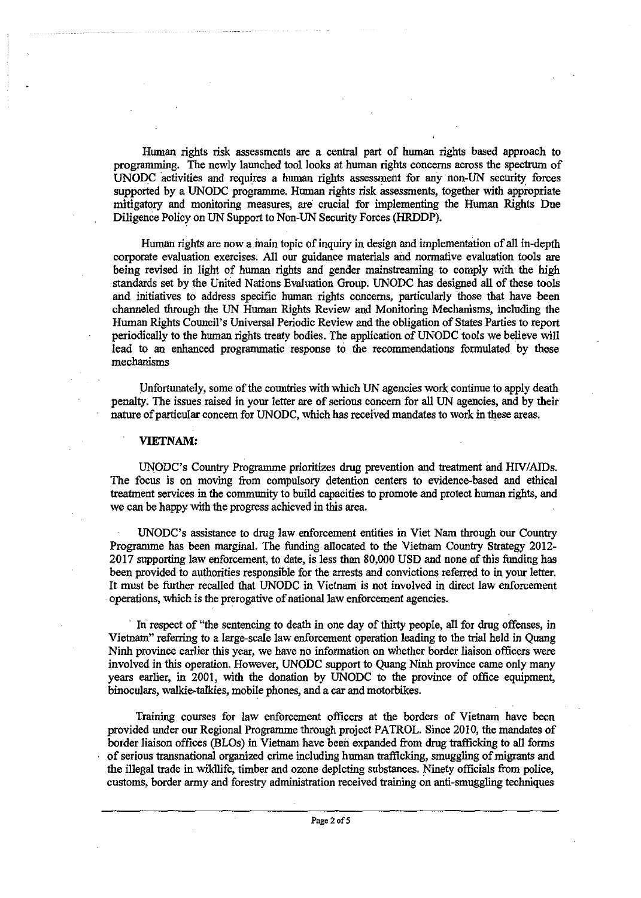Human rights risk assessments are a central part of human rights based approach to programming. The newly launched tool looks at human rights concerns across the spectrum of UNODC activities and requires a human rights assessment for any non-UN security forces supported by a UNODC programme. Human rights risk assessments, together with appropriate mitigatory and monitoring measures, are crucial for implementing the Human Rights Due Diligence Policy on UN Support to Non-UN Security Forces (HRDDP).

Human rights are now a main topic of inquiry in design and implementation of all in-depth corporate evaluation exercises. All our guidance materials and normative evaluation tools are being revised in light of human rights and gender mainstreaming to comply with the high standards set by the United Nations Evaluation Group. UNODC has designed all of these tools and initiatives to address specific human rights concerns, particularly those that have been channeled through the UN Human Rights Review and Monitoring Mechanisms, including the Human Rights Council's Universal Periodic Review and the obligation of States Parties to report periodically to the human rights treaty bodies. The application of UNODC tools we believe will lead to an enhanced programmatic response to the recommendations formulated by these mechanisms

Unfortunately, some of the countries with which UN agencies work continue to apply death penalty. The issues raised in your letter are of serious concern for all UN agencies, and by their nature of particular concern for UNODC, which has received mandates to work in these areas.

**VIETNAM:**

UNODC's Country Programme prioritizes drug prevention and treatment and HIV/AIDs. The focus is on moving from compulsory detention centers to evidence-based and ethical treatment services in the community to build capacities to promote and protect human rights, and we can be happy with the progress achieved in this area.

UNODC's assistance to drug law enforcement entities in Viet Nam through our Country Programme has been marginal. The funding allocated to the Vietnam Country Strategy 2012-2017 supporting law enforcement, to date, is less than 80,000 USD and none of this funding has been provided to authorities responsible for the arrests and convictions referred to in your letter. It must be further recalled that UNODC in Vietnam is not involved in direct law enforcement operations, which is the prerogative of national law enforcement agencies.

In respect of "the sentencing to death in one day of thirty people, all for drug offenses, in Vietnam" referring to a large-scale law enforcement operation leading to the trial held in Quang Ninh province earlier this year, we have no information on whether border liaison officers were involved in this operation. However, UNODC support to Quang Ninh province came only many years earlier, in 2001, with the donation by UNODC to the province of office equipment, binoculars, walkie-talkies, mobile phones, and a car and motorbikes.

Training courses for law enforcement officers at the borders of Vietnam have been provided under our Regional Programme through project PATROL. Since 2010, the mandates of border liaison offices (BLOs) in Vietnam have been expanded from drug trafficking to all forms of serious transnational organized crime including human trafficking, smuggling of migrants and the illegal trade in wildlife, timber and ozone depleting substances. Ninety officials from police, customs, border army and forestry administration received training on anti-smuggling techniques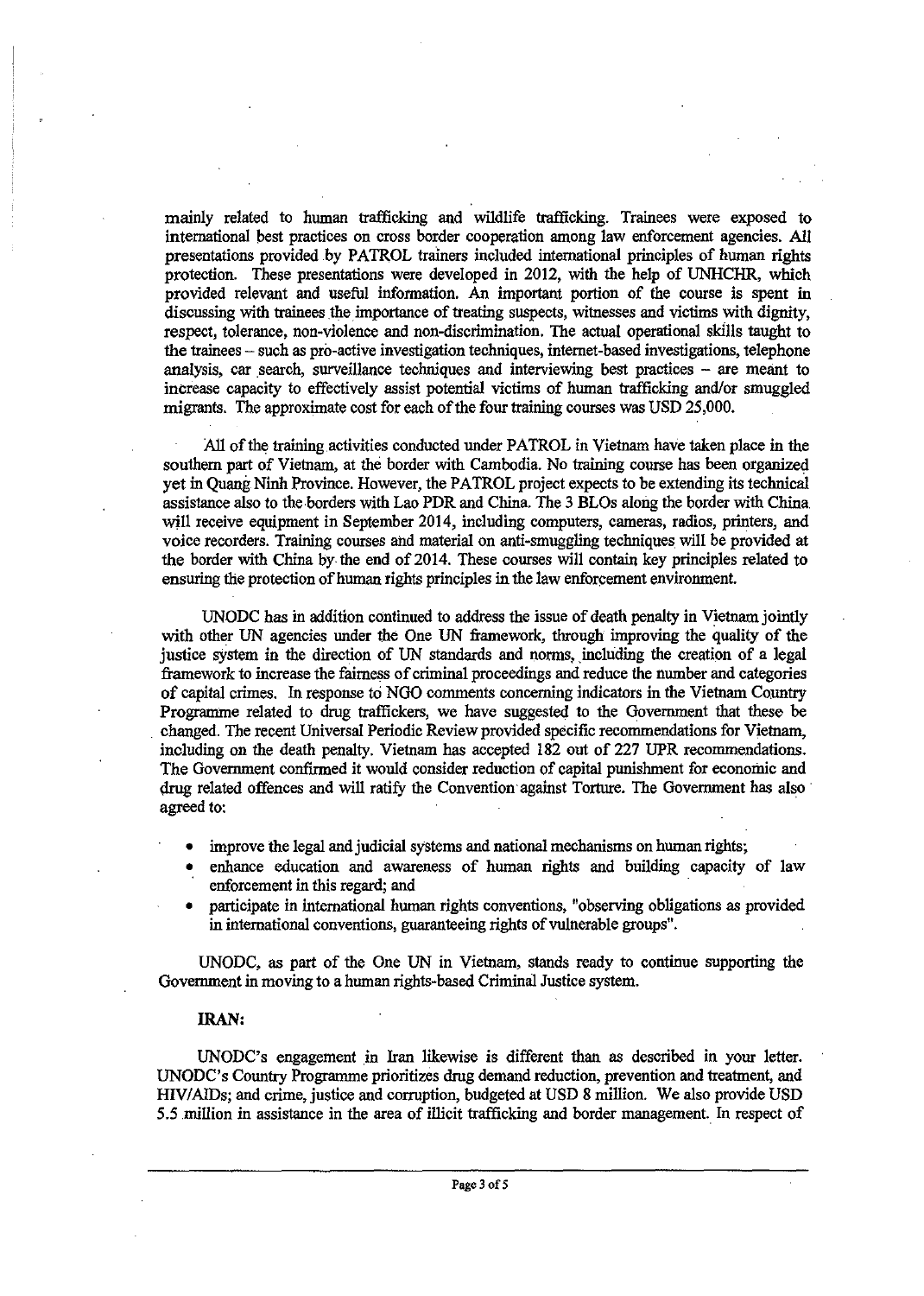mainly related to human trafficking and wildlife trafficking. Trainees were exposed to international best practices on cross border cooperation among law enforcement agencies. All presentations provided by PATROL trainers included international principles of human rights protection. These presentations were developed in 2012, with the help of UNHCHR, which provided relevant and useful information. An important portion of the course is spent in discussing with trainees the importance of treating suspects, witnesses and victims with dignity, respect, tolerance, non-violence and non-discrimination. The actual operational skills taught to the trainees – such as pro-active investigation techniques, internet-based investigations, telephone analysis, car search, surveillance techniques and interviewing best practices – are meant to increase capacity to effectively assist potential victims of human trafficking and/or smuggled migrants. The approximate cost for each of the four training courses was USD 25,000.

All of the training activities conducted under PATROL in Vietnam have taken place in the southern part of Vietnam, at the border with Cambodia. No training course has been organized yet in Quang Ninh Province. However, the PATROL project expects to be extending its technical assistance also to the borders with Lao PDR and China. The 3 BLOs along the border with China will receive equipment in September 2014, including computers, cameras, radios, printers, and voice recorders. Training courses and material on anti-smuggling techniques will be provided at the border with China by the end of 2014. These courses will contain key principles related to ensuring the protection of human rights principles in the law enforcement environment.

UNODC has in addition continued to address the issue of death penalty in Vietnam jointly with other UN agencies under the One UN framework, through improving the quality of the justice system in the direction of UN standards and norms, including the creation of a legal framework to increase the fairness of criminal proceedings and reduce the number and categories of capital crimes. In response to NGO comments concerning indicators in the Vietnam Country Programme related to drug traffickers, we have suggested to the Government that these be changed. The recent Universal Periodic Review provided specific recommendations for Vietnam, including on the death penalty. Vietnam has accepted 182 out of 227 UPR recommendations. The Government confirmed it would consider reduction of capital punishment for economic and drug related offences and will ratify the Convention against Torture. The Government has also agreed to:

- improve the legal and judicial systems and national mechanisms on human rights;
- enhance education and awareness of human rights and building capacity of law enforcement in this regard; and
- participate in international human rights conventions, "observing obligations as provided in international conventions, guaranteeing rights of vulnerable groups".

UNODC, as part of the One UN in Vietnam, stands ready to continue supporting the Government in moving to a human rights-based Criminal Justice system.

**IRAN:**

UNODC's engagement in Iran likewise is different than as described in your letter. UNODC's Country Programme prioritizes drug demand reduction, prevention and treatment, and HIV/AIDs; and crime, justice and corruption, budgeted at USD 8 million. We also provide USD 5.5 million in assistance in the area of illicit trafficking and border management. In respect of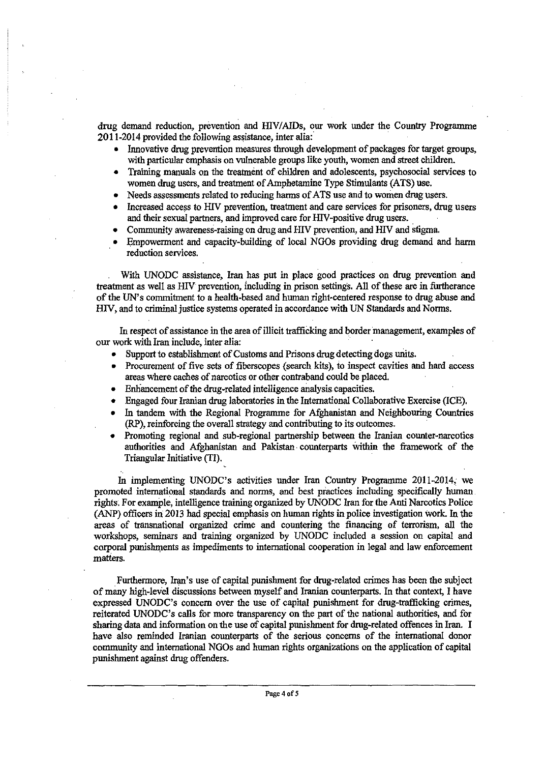drug demand reduction, prevention and HIV/AIDs, our work under the Country Programme 2011-2014 provided the following assistance, inter alia:

- Innovative drug prevention measures through development of packages for target groups, with particular emphasis on vulnerable groups like youth, women and street children.
- Training manuals on the treatment of children and adolescents, psychosocial services to women drug users, and treatment of Amphetamine Type Stimulants (ATS) use.
- Needs assessments related to reducing harms of ATS use and to women drug users.
- Increased access to HIV prevention, treatment and care services for prisoners, drug users and their sexual partners, and improved care for HIV-positive drug users.
- Community awareness-raising on drug and HIV prevention, and HIV and stigma.
- Empowerment and capacity-building of local NGOs providing drug demand and harm reduction services.

With UNODC assistance, Iran has put in place good practices on drug prevention and treatment as well as HIV prevention, including in prison settings. All of these are in furtherance of the UN's commitment to a health-based and human right-centered response to drug abuse and HIV, and to criminal justice systems operated in accordance with UN Standards and Norms.

In respect of assistance in the area of illicit trafficking and border management, examples of our work with Iran include, inter alia:

- Support to establishment of Customs and Prisons drug detecting dogs units.
- Procurement of five sets of fiberscopes (search kits), to inspect cavities and hard access areas where caches of narcotics or other contraband could be placed.
- Enhancement of the drug-related intelligence analysis capacities.
- Engaged four Iranian drug laboratories in the International Collaborative Exercise (ICE).
- In tandem with the Regional Programme for Afghanistan and Neighbouring Countries (RP), reinforcing the overall strategy and contributing to its outcomes.
- Promoting regional and sub-regional partnership between the Iranian counter-narcotics authorities and Afghanistan and Pakistan counterparts within the framework of the Triangular Initiative (TI).

In implementing UNODC's activities under Iran Country Programme 2011-2014, we promoted international standards and norms, and best practices including specifically human rights. For example, intelligence training organized by UNODC Iran for the Anti Narcotics Police (ANP) officers in 2013 had special emphasis on human rights in police investigation work. In the areas of transnational organized crime and countering the financing of terrorism, all the workshops, seminars and training organized by UNODC included a session on capital and corporal punishments as impediments to international cooperation in legal and law enforcement matters.

Furthermore, Iran's use of capital punishment for drug-related crimes has been the subject of many high-level discussions between myself and Iranian counterparts. In that context, I have expressed UNODC's concern over the use of capital punishment for drug-trafficking crimes, reiterated UNODC's calls for more transparency on the part of the national authorities, and for sharing data and information on the use of capital punishment for drug-related offences in Iran. I have also reminded Iranian counterparts of the serious concerns of the international donor community and international NGOs and human rights organizations on the application of capital punishment against drug offenders.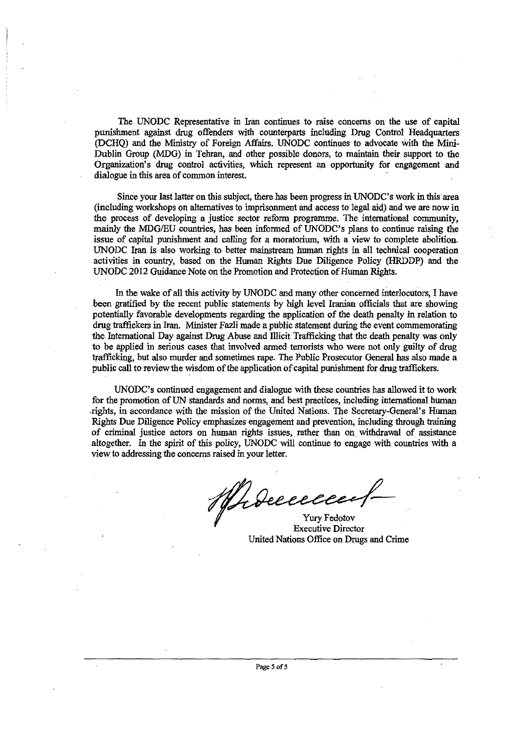The UNODC Representative in Iran continues to raise concerns on the use of capital punishment against drug offenders with counterparts including Drug Control Headquarters (DCHQ) and the Ministry of Foreign Affairs. UNODC continues to advocate with the Mini-Dublin Group (MDG) in Tehran, and other possible donors, to maintain their support to the Organization's drug control activities, which represent an opportunity for engagement and dialogue in this area of common interest.

Since your last latter on this subject, there has been progress in UNODC's work in this area (including workshops on alternatives to imprisonment and access to legal aid) and we are now in the process of developing a justice sector reform programme. The international community, mainly the MDG/EU countries, has been informed of UNODC's plans to continue raising the issue of capital punishment and calling for a moratorium, with a view to complete abolition. UNODC Iran is also working to better mainstream human rights in all technical cooperation activities in country, based on the Human Rights Due Diligence Policy (HRDDP) and the UNODC 2012 Guidance Note on the Promotion and Protection of Human Rights.

In the wake of all this activity by UNODC and many other concerned interlocutors, I have been gratified by the recent public statements by high level Iranian officials that are showing potentially favorable developments regarding the application of the death penalty in relation to drug traffickers in Iran. Minister Fazli made a public statement during the event commemorating the International Day against Drug Abuse and Illicit Trafficking that the death penalty was only to be applied in serious cases that involved armed terrorists who were not only guilty of drug trafficking, but also murder and sometimes rape. The Public Prosecutor General has also made a public call to review the wisdom of the application of capital punishment for drug traffickers.

UNODC's continued engagement and dialogue with these countries has allowed it to work for the promotion of UN standards and norms, and best practices, including international human rights, in accordance with the mission of the United Nations. The Secretary-General's Human Rights Due Diligence Policy emphasizes engagement and prevention, including through training of criminal justice actors on human rights issues, rather than on withdrawal of assistance altogether. In the spirit of this policy, UNODC will continue to engage with countries with a view to addressing the concerns raised in your letter.

Yury Fedotov
Executive Director
United Nations Office on Drugs and Crime